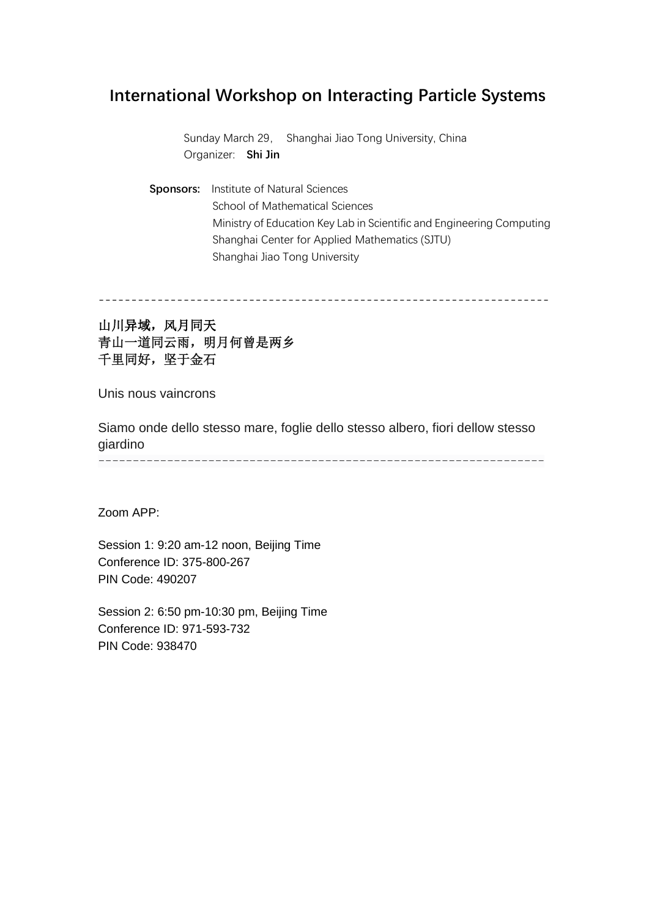# International Workshop on Interacting Particle Systems

Sunday March 29， Shanghai Jiao Tong University, China
Organizer: **Shi Jin**

**Sponsors:** Institute of Natural Sciences
School of Mathematical Sciences
Ministry of Education Key Lab in Scientific and Engineering Computing
Shanghai Center for Applied Mathematics (SJTU)
Shanghai Jiao Tong University

---

**山川异域，风月同天**
**青山一道同云雨，明月何曾是两乡**
**千里同好，坚于金石**

Unis nous vaincrons

Siamo onde dello stesso mare, foglie dello stesso albero, fiori dellow stesso giardino

---

Zoom APP:

Session 1: 9:20 am-12 noon, Beijing Time
Conference ID: 375-800-267
PIN Code: 490207

Session 2: 6:50 pm-10:30 pm, Beijing Time
Conference ID: 971-593-732
PIN Code: 938470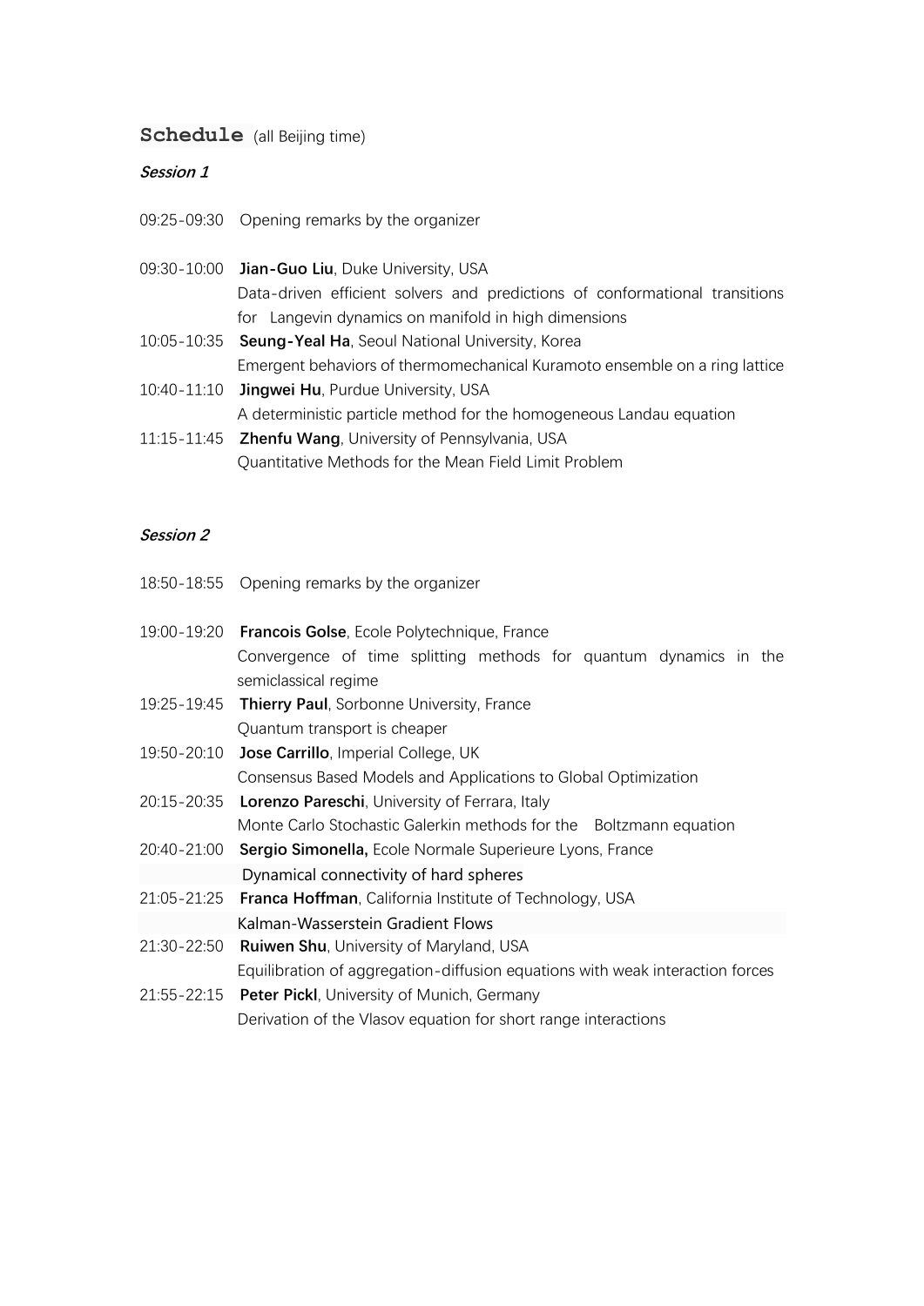## Schedule (all Beijing time)

### *Session 1*

09:25-09:30 Opening remarks by the organizer

09:30-10:00 **Jian-Guo Liu**, Duke University, USA
Data-driven efficient solvers and predictions of conformational transitions for Langevin dynamics on manifold in high dimensions

10:05-10:35 **Seung-Yeal Ha**, Seoul National University, Korea
Emergent behaviors of thermomechanical Kuramoto ensemble on a ring lattice

10:40-11:10 **Jingwei Hu**, Purdue University, USA
A deterministic particle method for the homogeneous Landau equation

11:15-11:45 **Zhenfu Wang**, University of Pennsylvania, USA
Quantitative Methods for the Mean Field Limit Problem

### *Session 2*

18:50-18:55 Opening remarks by the organizer

19:00-19:20 **Francois Golse**, Ecole Polytechnique, France
Convergence of time splitting methods for quantum dynamics in the semiclassical regime

19:25-19:45 **Thierry Paul**, Sorbonne University, France
Quantum transport is cheaper

19:50-20:10 **Jose Carrillo**, Imperial College, UK
Consensus Based Models and Applications to Global Optimization

20:15-20:35 **Lorenzo Pareschi**, University of Ferrara, Italy
Monte Carlo Stochastic Galerkin methods for the Boltzmann equation

20:40-21:00 **Sergio Simonella,** Ecole Normale Superieure Lyons, France
Dynamical connectivity of hard spheres

21:05-21:25 **Franca Hoffman**, California Institute of Technology, USA
Kalman-Wasserstein Gradient Flows

21:30-22:50 **Ruiwen Shu**, University of Maryland, USA
Equilibration of aggregation-diffusion equations with weak interaction forces

21:55-22:15 **Peter Pickl**, University of Munich, Germany
Derivation of the Vlasov equation for short range interactions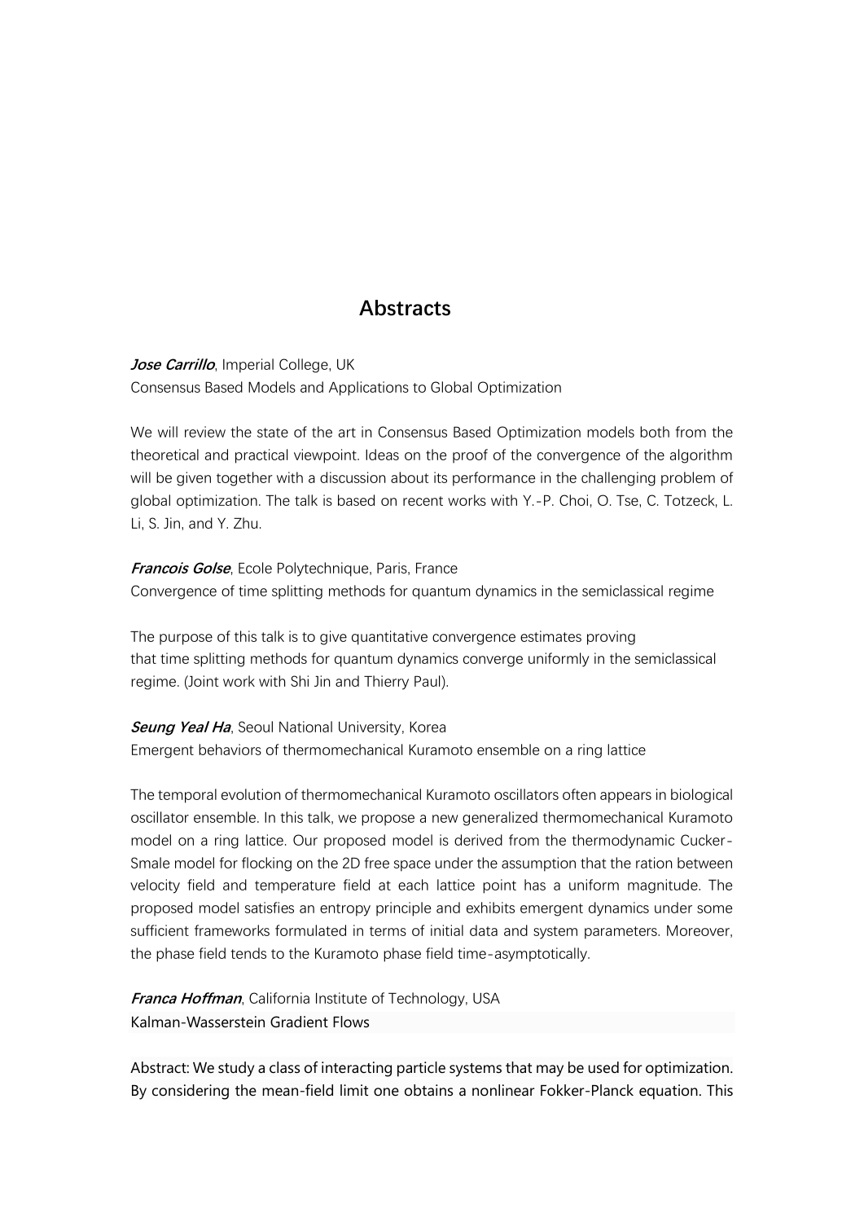## Abstracts

***Jose Carrillo***, Imperial College, UK
Consensus Based Models and Applications to Global Optimization

We will review the state of the art in Consensus Based Optimization models both from the theoretical and practical viewpoint. Ideas on the proof of the convergence of the algorithm will be given together with a discussion about its performance in the challenging problem of global optimization. The talk is based on recent works with Y.-P. Choi, O. Tse, C. Totzeck, L. Li, S. Jin, and Y. Zhu.

***Francois Golse***, Ecole Polytechnique, Paris, France
Convergence of time splitting methods for quantum dynamics in the semiclassical regime

The purpose of this talk is to give quantitative convergence estimates proving that time splitting methods for quantum dynamics converge uniformly in the semiclassical regime. (Joint work with Shi Jin and Thierry Paul).

***Seung Yeal Ha***, Seoul National University, Korea
Emergent behaviors of thermomechanical Kuramoto ensemble on a ring lattice

The temporal evolution of thermomechanical Kuramoto oscillators often appears in biological oscillator ensemble. In this talk, we propose a new generalized thermomechanical Kuramoto model on a ring lattice. Our proposed model is derived from the thermodynamic Cucker-Smale model for flocking on the 2D free space under the assumption that the ration between velocity field and temperature field at each lattice point has a uniform magnitude. The proposed model satisfies an entropy principle and exhibits emergent dynamics under some sufficient frameworks formulated in terms of initial data and system parameters. Moreover, the phase field tends to the Kuramoto phase field time-asymptotically.

***Franca Hoffman***, California Institute of Technology, USA
Kalman-Wasserstein Gradient Flows

Abstract: We study a class of interacting particle systems that may be used for optimization. By considering the mean-field limit one obtains a nonlinear Fokker-Planck equation. This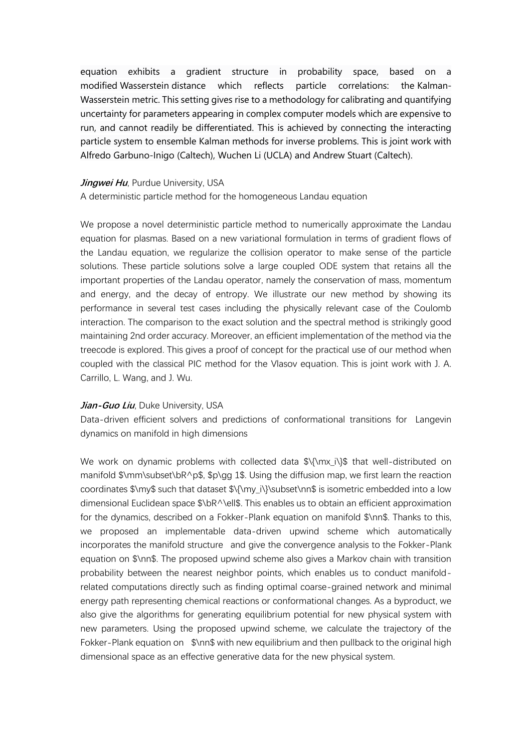equation exhibits a gradient structure in probability space, based on a modified Wasserstein distance which reflects particle correlations: the Kalman-Wasserstein metric. This setting gives rise to a methodology for calibrating and quantifying uncertainty for parameters appearing in complex computer models which are expensive to run, and cannot readily be differentiated. This is achieved by connecting the interacting particle system to ensemble Kalman methods for inverse problems. This is joint work with Alfredo Garbuno-Inigo (Caltech), Wuchen Li (UCLA) and Andrew Stuart (Caltech).

***Jingwei Hu***, Purdue University, USA

A deterministic particle method for the homogeneous Landau equation

We propose a novel deterministic particle method to numerically approximate the Landau equation for plasmas. Based on a new variational formulation in terms of gradient flows of the Landau equation, we regularize the collision operator to make sense of the particle solutions. These particle solutions solve a large coupled ODE system that retains all the important properties of the Landau operator, namely the conservation of mass, momentum and energy, and the decay of entropy. We illustrate our new method by showing its performance in several test cases including the physically relevant case of the Coulomb interaction. The comparison to the exact solution and the spectral method is strikingly good maintaining 2nd order accuracy. Moreover, an efficient implementation of the method via the treecode is explored. This gives a proof of concept for the practical use of our method when coupled with the classical PIC method for the Vlasov equation. This is joint work with J. A. Carrillo, L. Wang, and J. Wu.

***Jian-Guo Liu***, Duke University, USA

Data-driven efficient solvers and predictions of conformational transitions for Langevin dynamics on manifold in high dimensions

We work on dynamic problems with collected data $\{\mx_i\}$ that well-distributed on manifold $\mm\subset\bR^p$, $p\gg 1$. Using the diffusion map, we first learn the reaction coordinates $\my$ such that dataset $\{\my_i\}\subset\nn$ is isometric embedded into a low dimensional Euclidean space $\bR^\ell$. This enables us to obtain an efficient approximation for the dynamics, described on a Fokker-Plank equation on manifold $\nn$. Thanks to this, we proposed an implementable data-driven upwind scheme which automatically incorporates the manifold structure and give the convergence analysis to the Fokker-Plank equation on $\nn$. The proposed upwind scheme also gives a Markov chain with transition probability between the nearest neighbor points, which enables us to conduct manifold-related computations directly such as finding optimal coarse-grained network and minimal energy path representing chemical reactions or conformational changes. As a byproduct, we also give the algorithms for generating equilibrium potential for new physical system with new parameters. Using the proposed upwind scheme, we calculate the trajectory of the Fokker-Plank equation on $\nn$ with new equilibrium and then pullback to the original high dimensional space as an effective generative data for the new physical system.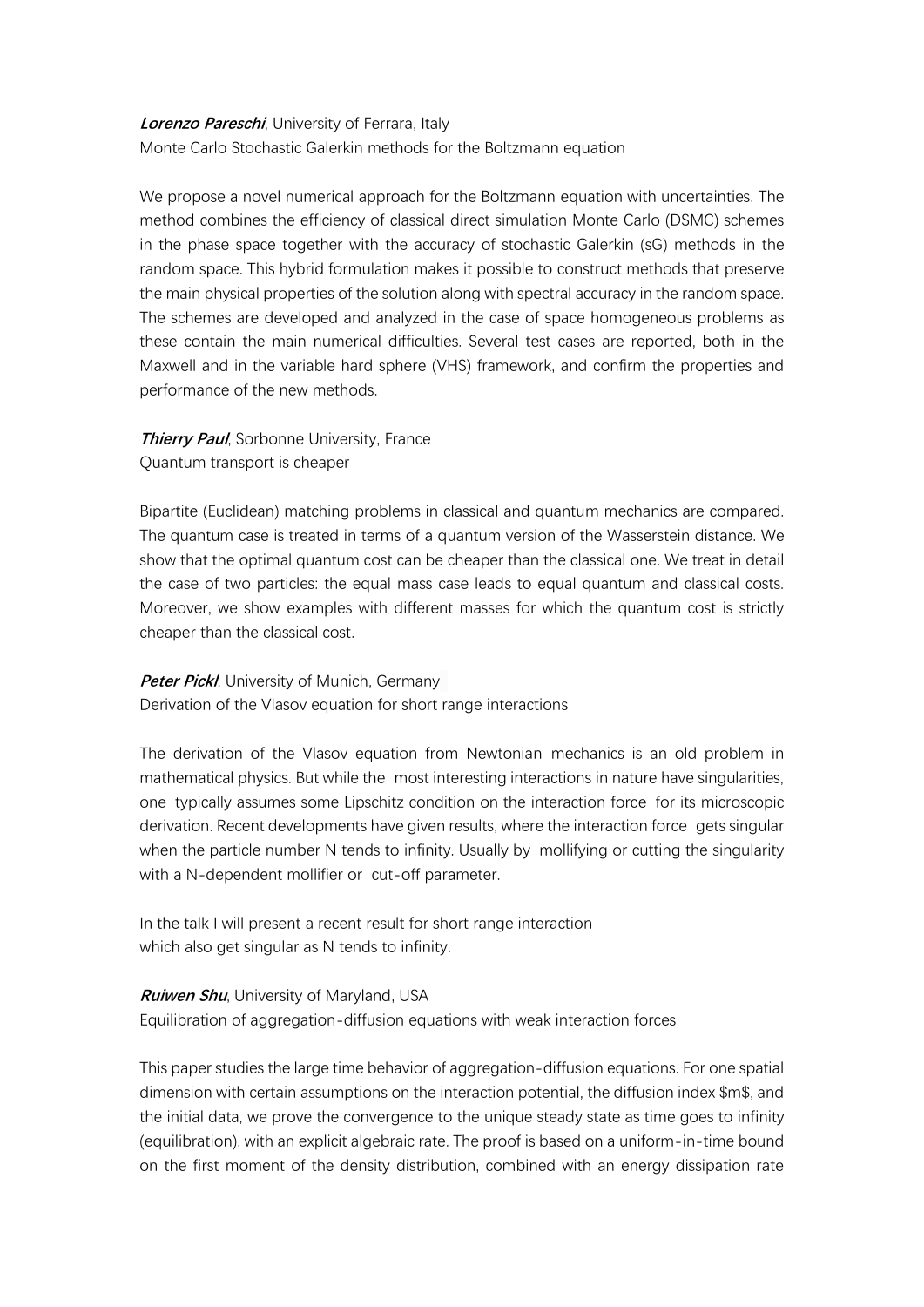***Lorenzo Pareschi***, University of Ferrara, Italy
Monte Carlo Stochastic Galerkin methods for the Boltzmann equation

We propose a novel numerical approach for the Boltzmann equation with uncertainties. The method combines the efficiency of classical direct simulation Monte Carlo (DSMC) schemes in the phase space together with the accuracy of stochastic Galerkin (sG) methods in the random space. This hybrid formulation makes it possible to construct methods that preserve the main physical properties of the solution along with spectral accuracy in the random space. The schemes are developed and analyzed in the case of space homogeneous problems as these contain the main numerical difficulties. Several test cases are reported, both in the Maxwell and in the variable hard sphere (VHS) framework, and confirm the properties and performance of the new methods.

***Thierry Paul***, Sorbonne University, France
Quantum transport is cheaper

Bipartite (Euclidean) matching problems in classical and quantum mechanics are compared. The quantum case is treated in terms of a quantum version of the Wasserstein distance. We show that the optimal quantum cost can be cheaper than the classical one. We treat in detail the case of two particles: the equal mass case leads to equal quantum and classical costs. Moreover, we show examples with different masses for which the quantum cost is strictly cheaper than the classical cost.

***Peter Pickl***, University of Munich, Germany
Derivation of the Vlasov equation for short range interactions

The derivation of the Vlasov equation from Newtonian mechanics is an old problem in mathematical physics. But while the most interesting interactions in nature have singularities, one typically assumes some Lipschitz condition on the interaction force for its microscopic derivation. Recent developments have given results, where the interaction force gets singular when the particle number N tends to infinity. Usually by mollifying or cutting the singularity with a N-dependent mollifier or cut-off parameter.

In the talk I will present a recent result for short range interaction which also get singular as N tends to infinity.

***Ruiwen Shu***, University of Maryland, USA
Equilibration of aggregation-diffusion equations with weak interaction forces

This paper studies the large time behavior of aggregation-diffusion equations. For one spatial dimension with certain assumptions on the interaction potential, the diffusion index $m$, and the initial data, we prove the convergence to the unique steady state as time goes to infinity (equilibration), with an explicit algebraic rate. The proof is based on a uniform-in-time bound on the first moment of the density distribution, combined with an energy dissipation rate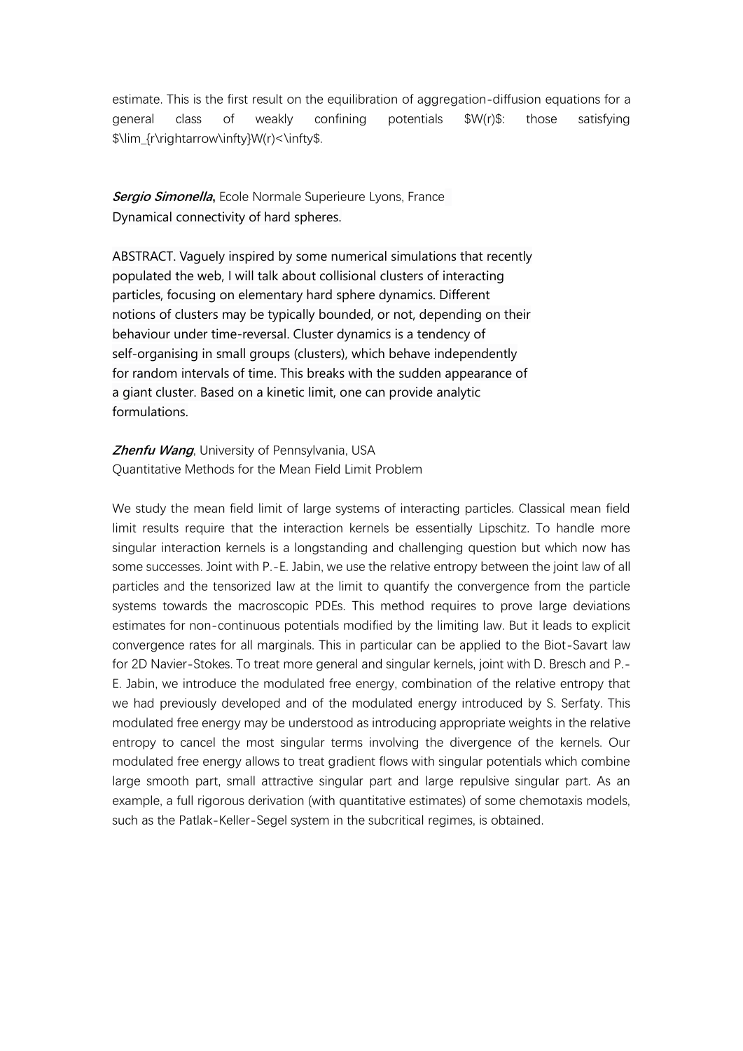estimate. This is the first result on the equilibration of aggregation-diffusion equations for a general class of weakly confining potentials $W(r)$: those satisfying $\lim_{r\rightarrow\infty}W(r)<\infty$.

***Sergio Simonella***, Ecole Normale Superieure Lyons, France
Dynamical connectivity of hard spheres.

ABSTRACT. Vaguely inspired by some numerical simulations that recently populated the web, I will talk about collisional clusters of interacting particles, focusing on elementary hard sphere dynamics. Different notions of clusters may be typically bounded, or not, depending on their behaviour under time-reversal. Cluster dynamics is a tendency of self-organising in small groups (clusters), which behave independently for random intervals of time. This breaks with the sudden appearance of a giant cluster. Based on a kinetic limit, one can provide analytic formulations.

***Zhenfu Wang***, University of Pennsylvania, USA
Quantitative Methods for the Mean Field Limit Problem

We study the mean field limit of large systems of interacting particles. Classical mean field limit results require that the interaction kernels be essentially Lipschitz. To handle more singular interaction kernels is a longstanding and challenging question but which now has some successes. Joint with P.-E. Jabin, we use the relative entropy between the joint law of all particles and the tensorized law at the limit to quantify the convergence from the particle systems towards the macroscopic PDEs. This method requires to prove large deviations estimates for non-continuous potentials modified by the limiting law. But it leads to explicit convergence rates for all marginals. This in particular can be applied to the Biot-Savart law for 2D Navier-Stokes. To treat more general and singular kernels, joint with D. Bresch and P.-E. Jabin, we introduce the modulated free energy, combination of the relative entropy that we had previously developed and of the modulated energy introduced by S. Serfaty. This modulated free energy may be understood as introducing appropriate weights in the relative entropy to cancel the most singular terms involving the divergence of the kernels. Our modulated free energy allows to treat gradient flows with singular potentials which combine large smooth part, small attractive singular part and large repulsive singular part. As an example, a full rigorous derivation (with quantitative estimates) of some chemotaxis models, such as the Patlak-Keller-Segel system in the subcritical regimes, is obtained.